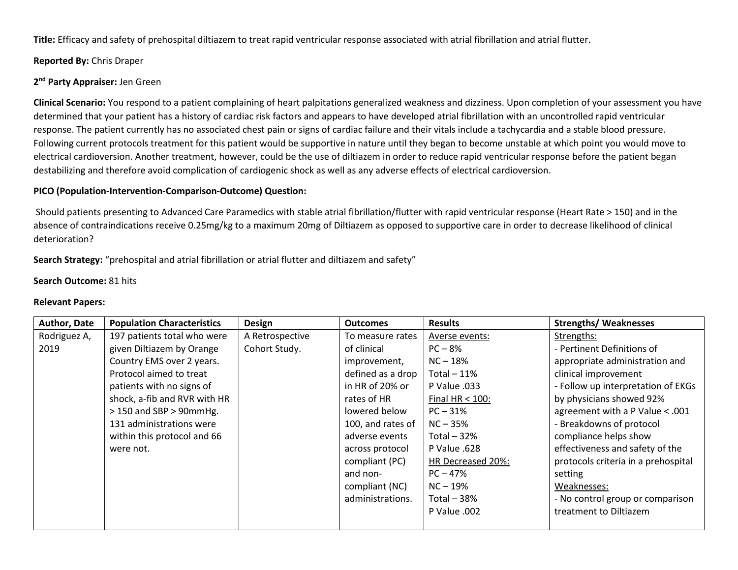**Title:** Efficacy and safety of prehospital diltiazem to treat rapid ventricular response associated with atrial fibrillation and atrial flutter.

**Reported By:** Chris Draper

**2nd Party Appraiser:** Jen Green

**Clinical Scenario:** You respond to a patient complaining of heart palpitations generalized weakness and dizziness. Upon completion of your assessment you have determined that your patient has a history of cardiac risk factors and appears to have developed atrial fibrillation with an uncontrolled rapid ventricular response. The patient currently has no associated chest pain or signs of cardiac failure and their vitals include a tachycardia and a stable blood pressure. Following current protocols treatment for this patient would be supportive in nature until they began to become unstable at which point you would move to electrical cardioversion. Another treatment, however, could be the use of diltiazem in order to reduce rapid ventricular response before the patient began destabilizing and therefore avoid complication of cardiogenic shock as well as any adverse effects of electrical cardioversion.

**PICO (Population-Intervention-Comparison-Outcome) Question:**

Should patients presenting to Advanced Care Paramedics with stable atrial fibrillation/flutter with rapid ventricular response (Heart Rate > 150) and in the absence of contraindications receive 0.25mg/kg to a maximum 20mg of Diltiazem as opposed to supportive care in order to decrease likelihood of clinical deterioration?

**Search Strategy:** "prehospital and atrial fibrillation or atrial flutter and diltiazem and safety"

**Search Outcome:** 81 hits

**Relevant Papers:**

| Author, Date | Population Characteristics | Design | Outcomes | Results | Strengths/ Weaknesses |
|---|---|---|---|---|---|
| Rodriguez A, 2019 | 197 patients total who were given Diltiazem by Orange Country EMS over 2 years. Protocol aimed to treat patients with no signs of shock, a-fib and RVR with HR > 150 and SBP > 90mmHg. 131 administrations were within this protocol and 66 were not. | A Retrospective Cohort Study. | To measure rates of clinical improvement, defined as a drop in HR of 20% or rates of HR lowered below 100, and rates of adverse events across protocol compliant (PC) and non-compliant (NC) administrations. | Averse events:<br>PC – 8%<br>NC – 18%<br>Total – 11%<br>P Value .033<br>Final HR < 100:<br>PC – 31%<br>NC – 35%<br>Total – 32%<br>P Value .628<br>HR Decreased 20%:<br>PC – 47%<br>NC – 19%<br>Total – 38%<br>P Value .002 | Strengths:<br>- Pertinent Definitions of appropriate administration and clinical improvement<br>- Follow up interpretation of EKGs by physicians showed 92% agreement with a P Value < .001<br>- Breakdowns of protocol compliance helps show effectiveness and safety of the protocols criteria in a prehospital setting<br>Weaknesses:<br>- No control group or comparison treatment to Diltiazem |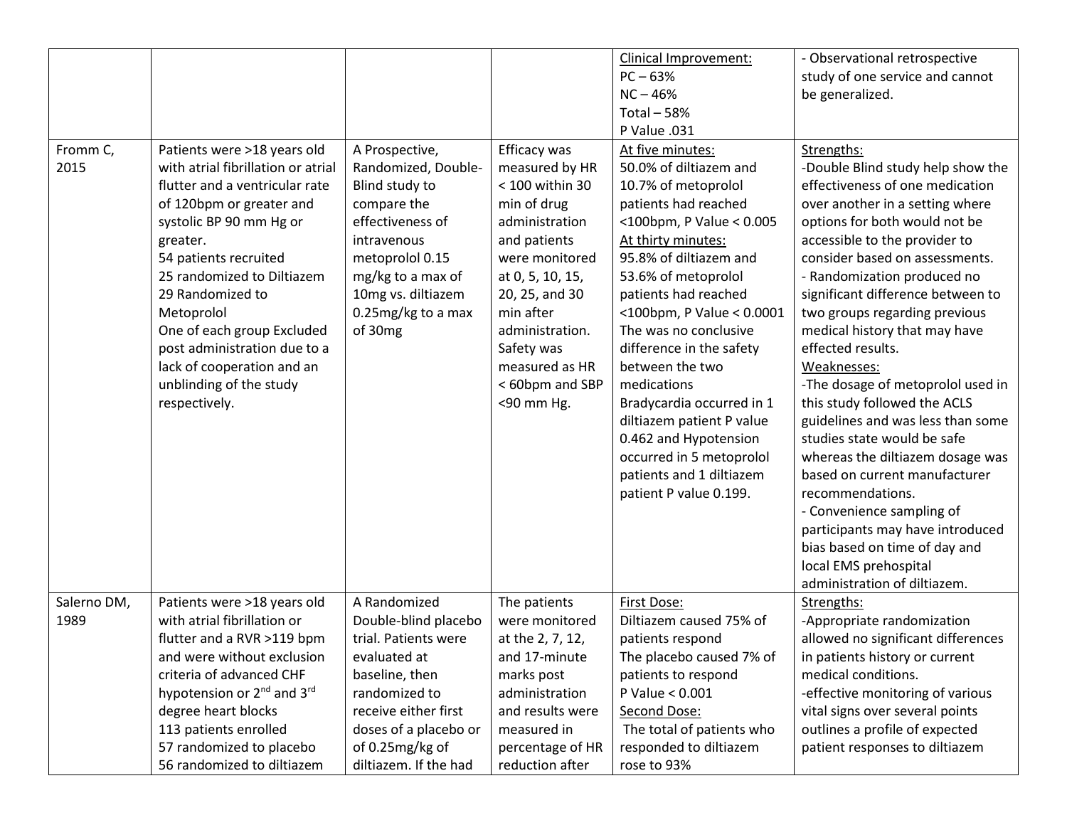| | | | | | |
|---|---|---|---|---|---|
| | | | | Clinical Improvement:<br>PC – 63%<br>NC – 46%<br>Total – 58%<br>P Value .031 | - Observational retrospective study of one service and cannot be generalized. |
| Fromm C, 2015 | Patients were >18 years old with atrial fibrillation or atrial flutter and a ventricular rate of 120bpm or greater and systolic BP 90 mm Hg or greater.<br>54 patients recruited<br>25 randomized to Diltiazem<br>29 Randomized to Metoprolol<br>One of each group Excluded post administration due to a lack of cooperation and an unblinding of the study respectively. | A Prospective, Randomized, Double-Blind study to compare the effectiveness of intravenous metoprolol 0.15 mg/kg to a max of 10mg vs. diltiazem 0.25mg/kg to a max of 30mg | Efficacy was measured by HR < 100 within 30 min of drug administration and patients were monitored at 0, 5, 10, 15, 20, 25, and 30 min after administration. Safety was measured as HR < 60bpm and SBP <90 mm Hg. | At five minutes:<br>50.0% of diltiazem and 10.7% of metoprolol patients had reached <100bpm, P Value < 0.005<br>At thirty minutes:<br>95.8% of diltiazem and 53.6% of metoprolol patients had reached <100bpm, P Value < 0.0001<br>The was no conclusive difference in the safety between the two medications<br>Bradycardia occurred in 1 diltiazem patient P value 0.462 and Hypotension occurred in 5 metoprolol patients and 1 diltiazem patient P value 0.199. | Strengths:<br>-Double Blind study help show the effectiveness of one medication over another in a setting where options for both would not be accessible to the provider to consider based on assessments.<br>- Randomization produced no significant difference between to two groups regarding previous medical history that may have effected results.<br>Weaknesses:<br>-The dosage of metoprolol used in this study followed the ACLS guidelines and was less than some studies state would be safe whereas the diltiazem dosage was based on current manufacturer recommendations.<br>- Convenience sampling of participants may have introduced bias based on time of day and local EMS prehospital administration of diltiazem. |
| Salerno DM, 1989 | Patients were >18 years old with atrial fibrillation or flutter and a RVR >119 bpm and were without exclusion criteria of advanced CHF hypotension or 2nd and 3rd degree heart blocks<br>113 patients enrolled<br>57 randomized to placebo<br>56 randomized to diltiazem | A Randomized Double-blind placebo trial. Patients were evaluated at baseline, then randomized to receive either first doses of a placebo or of 0.25mg/kg of diltiazem. If the had | The patients were monitored at the 2, 7, 12, and 17-minute marks post administration and results were measured in percentage of HR reduction after | First Dose:<br>Diltiazem caused 75% of patients respond<br>The placebo caused 7% of patients to respond<br>P Value < 0.001<br>Second Dose:<br>The total of patients who responded to diltiazem rose to 93% | Strengths:<br>-Appropriate randomization allowed no significant differences in patients history or current medical conditions.<br>-effective monitoring of various vital signs over several points outlines a profile of expected patient responses to diltiazem |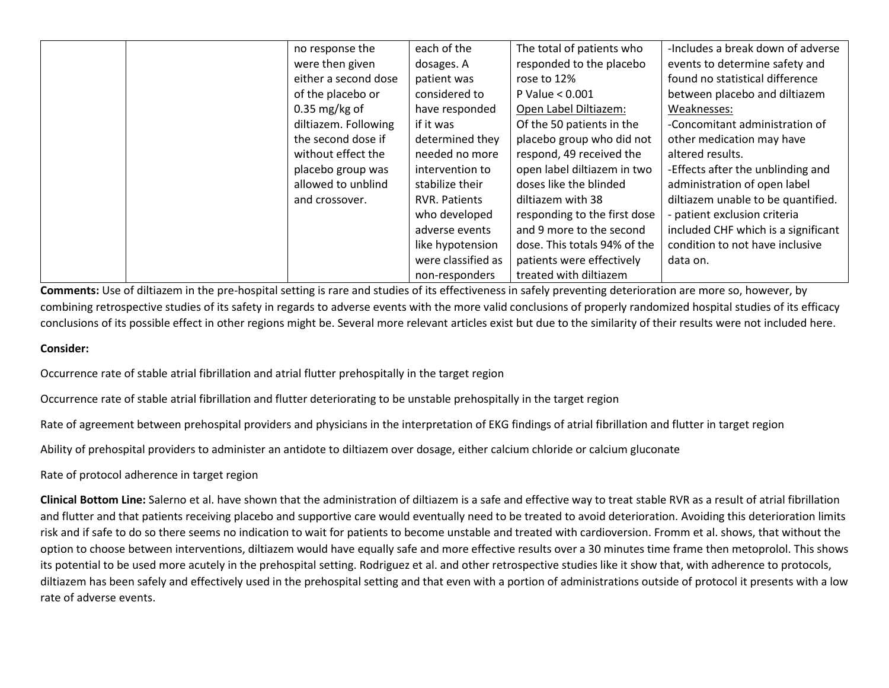|  |  | no response the were then given either a second dose of the placebo or 0.35 mg/kg of diltiazem. Following the second dose if without effect the placebo group was allowed to unblind and crossover. | each of the dosages. A patient was considered to have responded if it was determined they needed no more intervention to stabilize their RVR. Patients who developed adverse events like hypotension were classified as non-responders | The total of patients who responded to the placebo rose to 12%<br>P Value < 0.001<br>Open Label Diltiazem:<br>Of the 50 patients in the placebo group who did not respond, 49 received the open label diltiazem in two doses like the blinded diltiazem with 38 responding to the first dose and 9 more to the second dose. This totals 94% of the patients were effectively treated with diltiazem | -Includes a break down of adverse events to determine safety and found no statistical difference between placebo and diltiazem<br>Weaknesses:<br>-Concomitant administration of other medication may have altered results.<br>-Effects after the unblinding and administration of open label diltiazem unable to be quantified.<br>- patient exclusion criteria included CHF which is a significant condition to not have inclusive data on. |

**Comments:** Use of diltiazem in the pre-hospital setting is rare and studies of its effectiveness in safely preventing deterioration are more so, however, by combining retrospective studies of its safety in regards to adverse events with the more valid conclusions of properly randomized hospital studies of its efficacy conclusions of its possible effect in other regions might be. Several more relevant articles exist but due to the similarity of their results were not included here.

**Consider:**

Occurrence rate of stable atrial fibrillation and atrial flutter prehospitally in the target region

Occurrence rate of stable atrial fibrillation and flutter deteriorating to be unstable prehospitally in the target region

Rate of agreement between prehospital providers and physicians in the interpretation of EKG findings of atrial fibrillation and flutter in target region

Ability of prehospital providers to administer an antidote to diltiazem over dosage, either calcium chloride or calcium gluconate

Rate of protocol adherence in target region

**Clinical Bottom Line:** Salerno et al. have shown that the administration of diltiazem is a safe and effective way to treat stable RVR as a result of atrial fibrillation and flutter and that patients receiving placebo and supportive care would eventually need to be treated to avoid deterioration. Avoiding this deterioration limits risk and if safe to do so there seems no indication to wait for patients to become unstable and treated with cardioversion. Fromm et al. shows, that without the option to choose between interventions, diltiazem would have equally safe and more effective results over a 30 minutes time frame then metoprolol. This shows its potential to be used more acutely in the prehospital setting. Rodriguez et al. and other retrospective studies like it show that, with adherence to protocols, diltiazem has been safely and effectively used in the prehospital setting and that even with a portion of administrations outside of protocol it presents with a low rate of adverse events.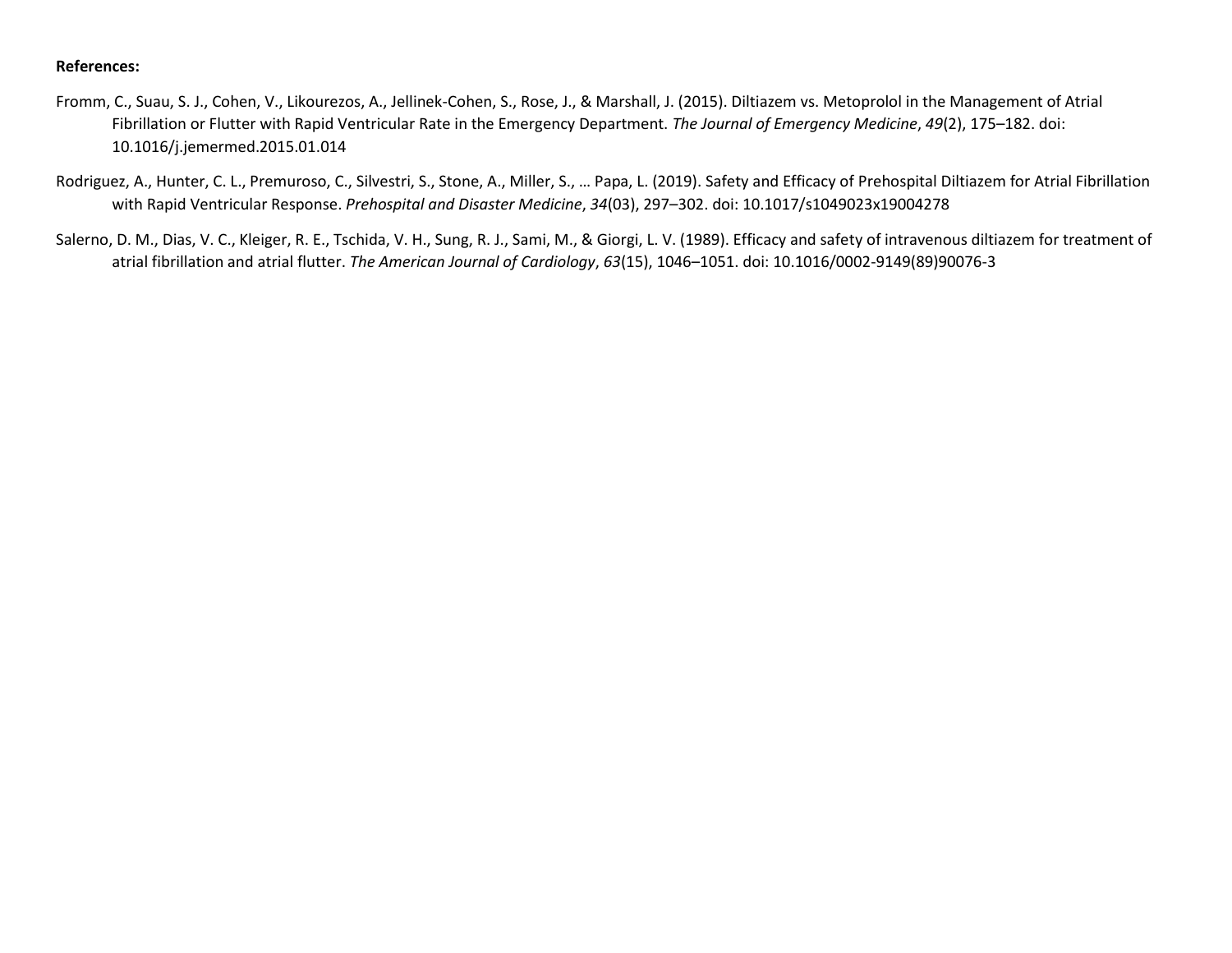**References:**

Fromm, C., Suau, S. J., Cohen, V., Likourezos, A., Jellinek-Cohen, S., Rose, J., & Marshall, J. (2015). Diltiazem vs. Metoprolol in the Management of Atrial Fibrillation or Flutter with Rapid Ventricular Rate in the Emergency Department. *The Journal of Emergency Medicine*, *49*(2), 175–182. doi: 10.1016/j.jemermed.2015.01.014

Rodriguez, A., Hunter, C. L., Premuroso, C., Silvestri, S., Stone, A., Miller, S., … Papa, L. (2019). Safety and Efficacy of Prehospital Diltiazem for Atrial Fibrillation with Rapid Ventricular Response. *Prehospital and Disaster Medicine*, *34*(03), 297–302. doi: 10.1017/s1049023x19004278

Salerno, D. M., Dias, V. C., Kleiger, R. E., Tschida, V. H., Sung, R. J., Sami, M., & Giorgi, L. V. (1989). Efficacy and safety of intravenous diltiazem for treatment of atrial fibrillation and atrial flutter. *The American Journal of Cardiology*, *63*(15), 1046–1051. doi: 10.1016/0002-9149(89)90076-3